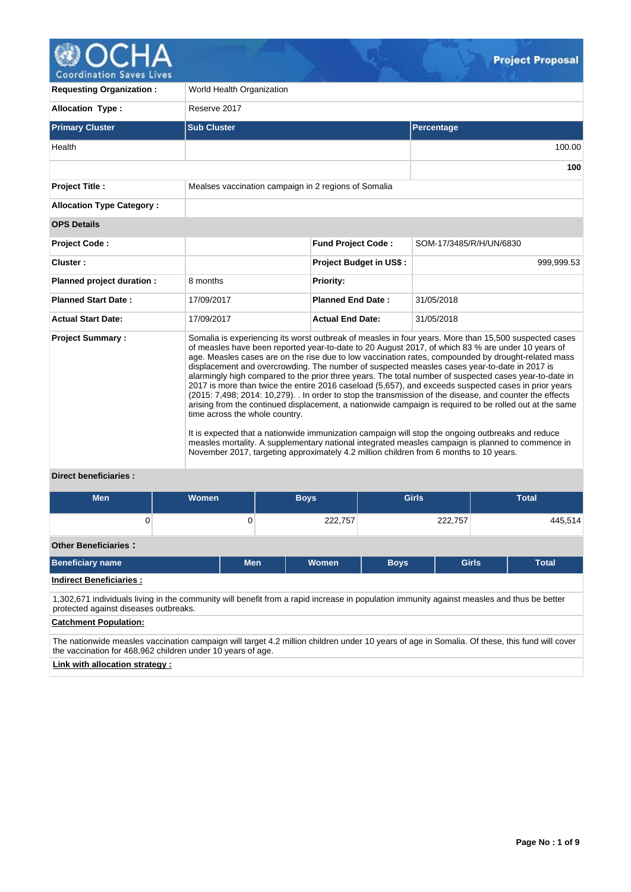# Project Proposal

| | | | |
|---|---|---|---|
| **Requesting Organization :** | World Health Organization | | |
| **Allocation Type :** | Reserve 2017 | | |

| **Primary Cluster** | **Sub Cluster** | **Percentage** |
|---|---|---|
| Health | | 100.00 |
| | | **100** |

| | | | |
|---|---|---|---|
| **Project Title :** | Mealses vaccination campaign in 2 regions of Somalia | | |
| **Allocation Type Category :** | | | |
| **OPS Details** | | | |
| **Project Code :** | | **Fund Project Code :** | SOM-17/3485/R/H/UN/6830 |
| **Cluster :** | | **Project Budget in US$ :** | 999,999.53 |
| **Planned project duration :** | 8 months | **Priority:** | |
| **Planned Start Date :** | 17/09/2017 | **Planned End Date :** | 31/05/2018 |
| **Actual Start Date:** | 17/09/2017 | **Actual End Date:** | 31/05/2018 |

**Project Summary :**

Somalia is experiencing its worst outbreak of measles in four years. More than 15,500 suspected cases of measles have been reported year-to-date to 20 August 2017, of which 83 % are under 10 years of age. Measles cases are on the rise due to low vaccination rates, compounded by drought-related mass displacement and overcrowding. The number of suspected measles cases year-to-date in 2017 is alarmingly high compared to the prior three years. The total number of suspected cases year-to-date in 2017 is more than twice the entire 2016 caseload (5,657), and exceeds suspected cases in prior years (2015: 7,498; 2014: 10,279). . In order to stop the transmission of the disease, and counter the effects arising from the continued displacement, a nationwide campaign is required to be rolled out at the same time across the whole country.

It is expected that a nationwide immunization campaign will stop the ongoing outbreaks and reduce measles mortality. A supplementary national integrated measles campaign is planned to commence in November 2017, targeting approximately 4.2 million children from 6 months to 10 years.

**Direct beneficiaries :**

| Men | Women | Boys | Girls | Total |
|---|---|---|---|---|
| 0 | 0 | 222,757 | 222,757 | 445,514 |

**Other Beneficiaries :**

| Beneficiary name | Men | Women | Boys | Girls | Total |
|---|---|---|---|---|---|

**Indirect Beneficiaries :**

1,302,671 individuals living in the community will benefit from a rapid increase in population immunity against measles and thus be better protected against diseases outbreaks.

**Catchment Population:**

The nationwide measles vaccination campaign will target 4.2 million children under 10 years of age in Somalia. Of these, this fund will cover the vaccination for 468,962 children under 10 years of age.

**Link with allocation strategy :**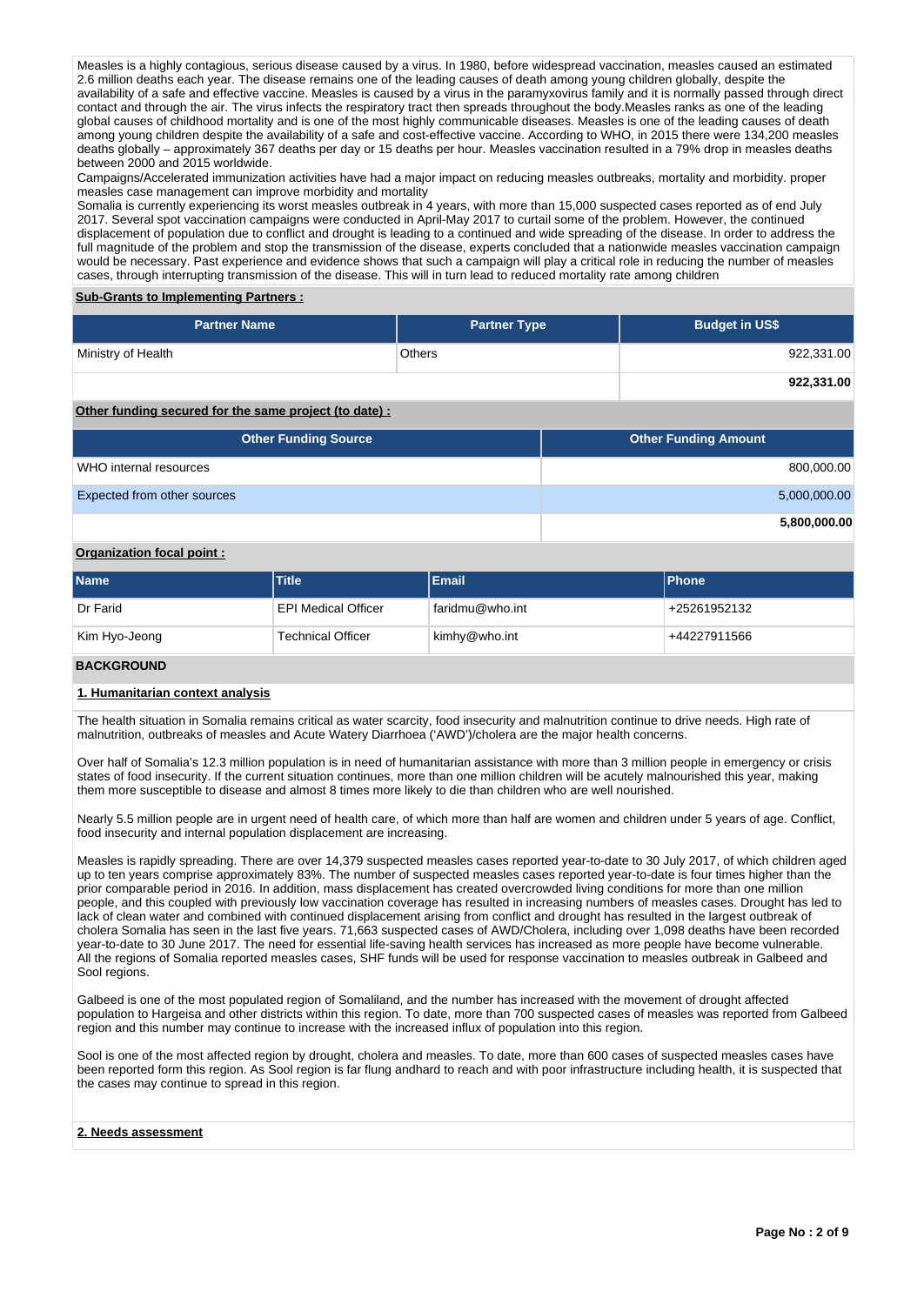Measles is a highly contagious, serious disease caused by a virus. In 1980, before widespread vaccination, measles caused an estimated 2.6 million deaths each year. The disease remains one of the leading causes of death among young children globally, despite the availability of a safe and effective vaccine. Measles is caused by a virus in the paramyxovirus family and it is normally passed through direct contact and through the air. The virus infects the respiratory tract then spreads throughout the body.Measles ranks as one of the leading global causes of childhood mortality and is one of the most highly communicable diseases. Measles is one of the leading causes of death among young children despite the availability of a safe and cost-effective vaccine. According to WHO, in 2015 there were 134,200 measles deaths globally – approximately 367 deaths per day or 15 deaths per hour. Measles vaccination resulted in a 79% drop in measles deaths between 2000 and 2015 worldwide.
Campaigns/Accelerated immunization activities have had a major impact on reducing measles outbreaks, mortality and morbidity. proper measles case management can improve morbidity and mortality
Somalia is currently experiencing its worst measles outbreak in 4 years, with more than 15,000 suspected cases reported as of end July 2017. Several spot vaccination campaigns were conducted in April-May 2017 to curtail some of the problem. However, the continued displacement of population due to conflict and drought is leading to a continued and wide spreading of the disease. In order to address the full magnitude of the problem and stop the transmission of the disease, experts concluded that a nationwide measles vaccination campaign would be necessary. Past experience and evidence shows that such a campaign will play a critical role in reducing the number of measles cases, through interrupting transmission of the disease. This will in turn lead to reduced mortality rate among children

**Sub-Grants to Implementing Partners :**

| Partner Name | Partner Type | Budget in US$ |
|---|---|---|
| Ministry of Health | Others | 922,331.00 |
| | | **922,331.00** |

**Other funding secured for the same project (to date) :**

| Other Funding Source | Other Funding Amount |
|---|---|
| WHO internal resources | 800,000.00 |
| Expected from other sources | 5,000,000.00 |
| | **5,800,000.00** |

**Organization focal point :**

| Name | Title | Email | Phone |
|---|---|---|---|
| Dr Farid | EPI Medical Officer | faridmu@who.int | +25261952132 |
| Kim Hyo-Jeong | Technical Officer | kimhy@who.int | +44227911566 |

## BACKGROUND

### 1. Humanitarian context analysis

The health situation in Somalia remains critical as water scarcity, food insecurity and malnutrition continue to drive needs. High rate of malnutrition, outbreaks of measles and Acute Watery Diarrhoea ('AWD')/cholera are the major health concerns.

Over half of Somalia's 12.3 million population is in need of humanitarian assistance with more than 3 million people in emergency or crisis states of food insecurity. If the current situation continues, more than one million children will be acutely malnourished this year, making them more susceptible to disease and almost 8 times more likely to die than children who are well nourished.

Nearly 5.5 million people are in urgent need of health care, of which more than half are women and children under 5 years of age. Conflict, food insecurity and internal population displacement are increasing.

Measles is rapidly spreading. There are over 14,379 suspected measles cases reported year-to-date to 30 July 2017, of which children aged up to ten years comprise approximately 83%. The number of suspected measles cases reported year-to-date is four times higher than the prior comparable period in 2016. In addition, mass displacement has created overcrowded living conditions for more than one million people, and this coupled with previously low vaccination coverage has resulted in increasing numbers of measles cases. Drought has led to lack of clean water and combined with continued displacement arising from conflict and drought has resulted in the largest outbreak of cholera Somalia has seen in the last five years. 71,663 suspected cases of AWD/Cholera, including over 1,098 deaths have been recorded year-to-date to 30 June 2017. The need for essential life-saving health services has increased as more people have become vulnerable. All the regions of Somalia reported measles cases, SHF funds will be used for response vaccination to measles outbreak in Galbeed and Sool regions.

Galbeed is one of the most populated region of Somaliland, and the number has increased with the movement of drought affected population to Hargeisa and other districts within this region. To date, more than 700 suspected cases of measles was reported from Galbeed region and this number may continue to increase with the increased influx of population into this region.

Sool is one of the most affected region by drought, cholera and measles. To date, more than 600 cases of suspected measles cases have been reported form this region. As Sool region is far flung andhard to reach and with poor infrastructure including health, it is suspected that the cases may continue to spread in this region.

### 2. Needs assessment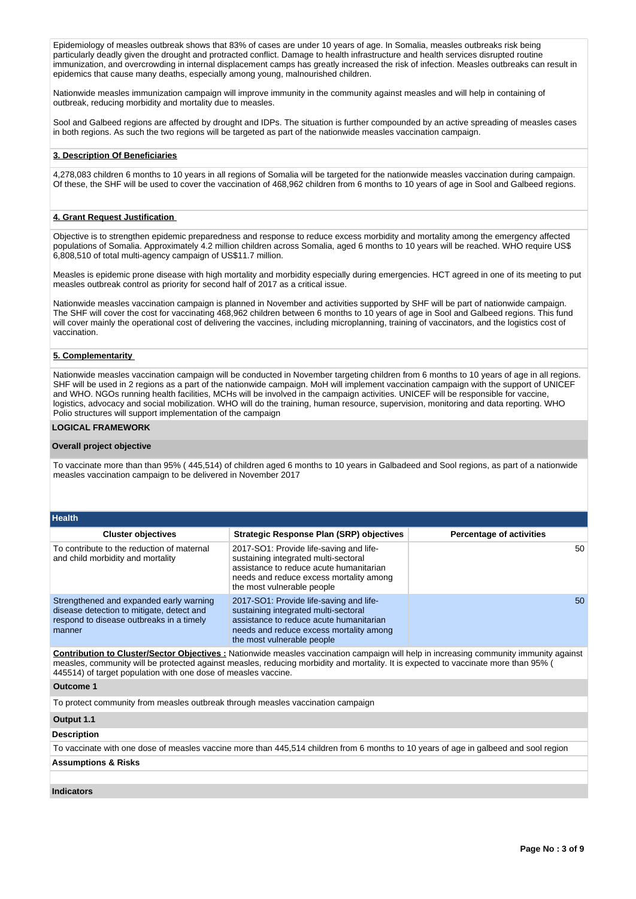Epidemiology of measles outbreak shows that 83% of cases are under 10 years of age. In Somalia, measles outbreaks risk being particularly deadly given the drought and protracted conflict. Damage to health infrastructure and health services disrupted routine immunization, and overcrowding in internal displacement camps has greatly increased the risk of infection. Measles outbreaks can result in epidemics that cause many deaths, especially among young, malnourished children.

Nationwide measles immunization campaign will improve immunity in the community against measles and will help in containing of outbreak, reducing morbidity and mortality due to measles.

Sool and Galbeed regions are affected by drought and IDPs. The situation is further compounded by an active spreading of measles cases in both regions. As such the two regions will be targeted as part of the nationwide measles vaccination campaign.

**3. Description Of Beneficiaries**

4,278,083 children 6 months to 10 years in all regions of Somalia will be targeted for the nationwide measles vaccination during campaign. Of these, the SHF will be used to cover the vaccination of 468,962 children from 6 months to 10 years of age in Sool and Galbeed regions.

**4. Grant Request Justification**

Objective is to strengthen epidemic preparedness and response to reduce excess morbidity and mortality among the emergency affected populations of Somalia. Approximately 4.2 million children across Somalia, aged 6 months to 10 years will be reached. WHO require US$ 6,808,510 of total multi-agency campaign of US$11.7 million.

Measles is epidemic prone disease with high mortality and morbidity especially during emergencies. HCT agreed in one of its meeting to put measles outbreak control as priority for second half of 2017 as a critical issue.

Nationwide measles vaccination campaign is planned in November and activities supported by SHF will be part of nationwide campaign. The SHF will cover the cost for vaccinating 468,962 children between 6 months to 10 years of age in Sool and Galbeed regions. This fund will cover mainly the operational cost of delivering the vaccines, including microplanning, training of vaccinators, and the logistics cost of vaccination.

**5. Complementarity**

Nationwide measles vaccination campaign will be conducted in November targeting children from 6 months to 10 years of age in all regions. SHF will be used in 2 regions as a part of the nationwide campaign. MoH will implement vaccination campaign with the support of UNICEF and WHO. NGOs running health facilities, MCHs will be involved in the campaign activities. UNICEF will be responsible for vaccine, logistics, advocacy and social mobilization. WHO will do the training, human resource, supervision, monitoring and data reporting. WHO Polio structures will support implementation of the campaign

**LOGICAL FRAMEWORK**

**Overall project objective**

To vaccinate more than than 95% ( 445,514) of children aged 6 months to 10 years in Galbadeed and Sool regions, as part of a nationwide measles vaccination campaign to be delivered in November 2017

**Health**

| Cluster objectives | Strategic Response Plan (SRP) objectives | Percentage of activities |
|---|---|---|
| To contribute to the reduction of maternal and child morbidity and mortality | 2017-SO1: Provide life-saving and life-sustaining integrated multi-sectoral assistance to reduce acute humanitarian needs and reduce excess mortality among the most vulnerable people | 50 |
| Strengthened and expanded early warning disease detection to mitigate, detect and respond to disease outbreaks in a timely manner | 2017-SO1: Provide life-saving and life-sustaining integrated multi-sectoral assistance to reduce acute humanitarian needs and reduce excess mortality among the most vulnerable people | 50 |

**Contribution to Cluster/Sector Objectives :** Nationwide measles vaccination campaign will help in increasing community immunity against measles, community will be protected against measles, reducing morbidity and mortality. It is expected to vaccinate more than 95% ( 445514) of target population with one dose of measles vaccine.

**Outcome 1**

To protect community from measles outbreak through measles vaccination campaign

**Output 1.1**

**Description**

To vaccinate with one dose of measles vaccine more than 445,514 children from 6 months to 10 years of age in galbeed and sool region

**Assumptions & Risks**

**Indicators**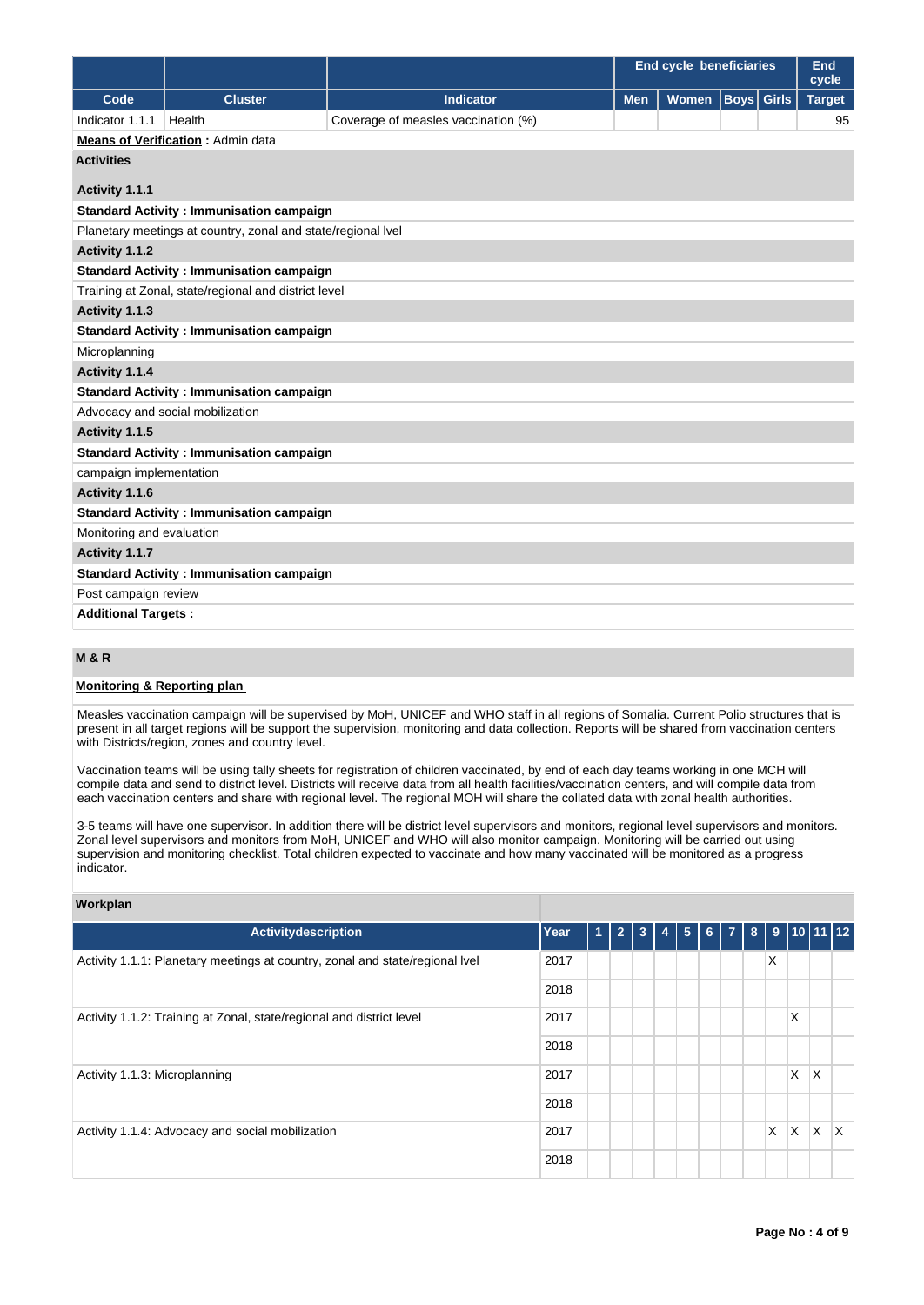| | | | End cycle beneficiaries | | | | End cycle |
|---|---|---|---|---|---|---|---|
| Code | Cluster | Indicator | Men | Women | Boys | Girls | Target |
| Indicator 1.1.1 | Health | Coverage of measles vaccination (%) | | | | | 95 |

**Means of Verification :** Admin data

**Activities**

**Activity 1.1.1**

**Standard Activity : Immunisation campaign**

Planetary meetings at country, zonal and state/regional lvel

**Activity 1.1.2**

**Standard Activity : Immunisation campaign**

Training at Zonal, state/regional and district level

**Activity 1.1.3**

**Standard Activity : Immunisation campaign**

Microplanning

**Activity 1.1.4**

**Standard Activity : Immunisation campaign**

Advocacy and social mobilization

**Activity 1.1.5**

**Standard Activity : Immunisation campaign**

campaign implementation

**Activity 1.1.6**

**Standard Activity : Immunisation campaign**

Monitoring and evaluation

**Activity 1.1.7**

**Standard Activity : Immunisation campaign**

Post campaign review

**Additional Targets :**

## M & R

**Monitoring & Reporting plan**

Measles vaccination campaign will be supervised by MoH, UNICEF and WHO staff in all regions of Somalia. Current Polio structures that is present in all target regions will be support the supervision, monitoring and data collection. Reports will be shared from vaccination centers with Districts/region, zones and country level.

Vaccination teams will be using tally sheets for registration of children vaccinated, by end of each day teams working in one MCH will compile data and send to district level. Districts will receive data from all health facilities/vaccination centers, and will compile data from each vaccination centers and share with regional level. The regional MOH will share the collated data with zonal health authorities.

3-5 teams will have one supervisor. In addition there will be district level supervisors and monitors, regional level supervisors and monitors. Zonal level supervisors and monitors from MoH, UNICEF and WHO will also monitor campaign. Monitoring will be carried out using supervision and monitoring checklist. Total children expected to vaccinate and how many vaccinated will be monitored as a progress indicator.

**Workplan**

| Activitydescription | Year | 1 | 2 | 3 | 4 | 5 | 6 | 7 | 8 | 9 | 10 | 11 | 12 |
|---|---|---|---|---|---|---|---|---|---|---|---|---|---|
| Activity 1.1.1: Planetary meetings at country, zonal and state/regional lvel | 2017 | | | | | | | | | X | | | |
| | 2018 | | | | | | | | | | | | |
| Activity 1.1.2: Training at Zonal, state/regional and district level | 2017 | | | | | | | | | | X | | |
| | 2018 | | | | | | | | | | | | |
| Activity 1.1.3: Microplanning | 2017 | | | | | | | | | | X | X | |
| | 2018 | | | | | | | | | | | | |
| Activity 1.1.4: Advocacy and social mobilization | 2017 | | | | | | | | | X | X | X | X |
| | 2018 | | | | | | | | | | | | |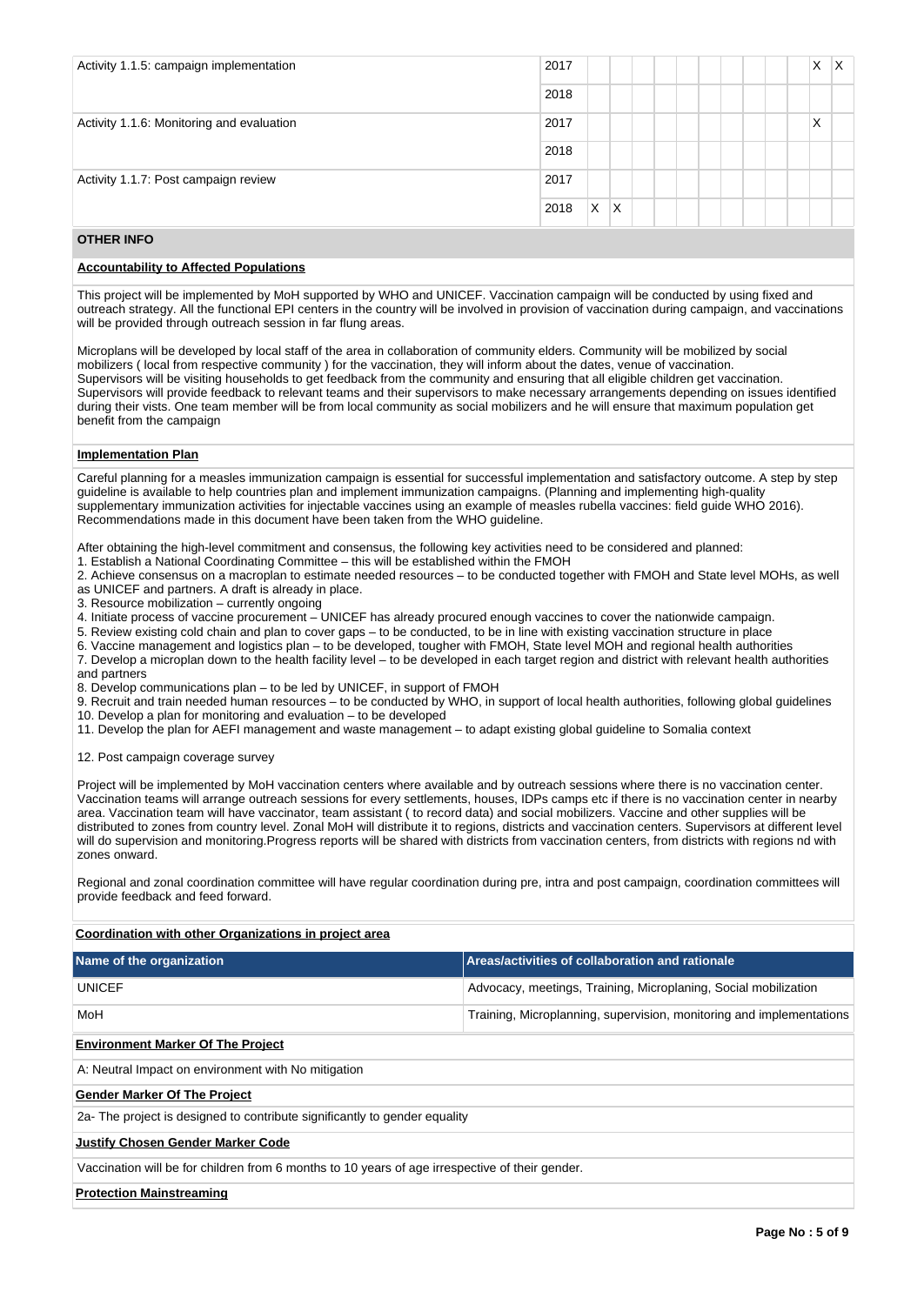| | | | | | | | | | | | | | |
|---|---|---|---|---|---|---|---|---|---|---|---|---|---|
| Activity 1.1.5: campaign implementation | 2017 | | | | | | | | | | | X | X |
| | 2018 | | | | | | | | | | | | |
| Activity 1.1.6: Monitoring and evaluation | 2017 | | | | | | | | | | | X | |
| | 2018 | | | | | | | | | | | | |
| Activity 1.1.7: Post campaign review | 2017 | | | | | | | | | | | | |
| | 2018 | X | X | | | | | | | | | | |

## OTHER INFO

### Accountability to Affected Populations

This project will be implemented by MoH supported by WHO and UNICEF. Vaccination campaign will be conducted by using fixed and outreach strategy. All the functional EPI centers in the country will be involved in provision of vaccination during campaign, and vaccinations will be provided through outreach session in far flung areas.

Microplans will be developed by local staff of the area in collaboration of community elders. Community will be mobilized by social mobilizers ( local from respective community ) for the vaccination, they will inform about the dates, venue of vaccination. Supervisors will be visiting households to get feedback from the community and ensuring that all eligible children get vaccination. Supervisors will provide feedback to relevant teams and their supervisors to make necessary arrangements depending on issues identified during their vists. One team member will be from local community as social mobilizers and he will ensure that maximum population get benefit from the campaign

### Implementation Plan

Careful planning for a measles immunization campaign is essential for successful implementation and satisfactory outcome. A step by step guideline is available to help countries plan and implement immunization campaigns. (Planning and implementing high-quality supplementary immunization activities for injectable vaccines using an example of measles rubella vaccines: field guide WHO 2016). Recommendations made in this document have been taken from the WHO guideline.

After obtaining the high-level commitment and consensus, the following key activities need to be considered and planned:
1. Establish a National Coordinating Committee – this will be established within the FMOH
2. Achieve consensus on a macroplan to estimate needed resources – to be conducted together with FMOH and State level MOHs, as well as UNICEF and partners. A draft is already in place.
3. Resource mobilization – currently ongoing
4. Initiate process of vaccine procurement – UNICEF has already procured enough vaccines to cover the nationwide campaign.
5. Review existing cold chain and plan to cover gaps – to be conducted, to be in line with existing vaccination structure in place
6. Vaccine management and logistics plan – to be developed, tougher with FMOH, State level MOH and regional health authorities
7. Develop a microplan down to the health facility level – to be developed in each target region and district with relevant health authorities and partners
8. Develop communications plan – to be led by UNICEF, in support of FMOH
9. Recruit and train needed human resources – to be conducted by WHO, in support of local health authorities, following global guidelines
10. Develop a plan for monitoring and evaluation – to be developed
11. Develop the plan for AEFI management and waste management – to adapt existing global guideline to Somalia context

12. Post campaign coverage survey

Project will be implemented by MoH vaccination centers where available and by outreach sessions where there is no vaccination center. Vaccination teams will arrange outreach sessions for every settlements, houses, IDPs camps etc if there is no vaccination center in nearby area. Vaccination team will have vaccinator, team assistant ( to record data) and social mobilizers. Vaccine and other supplies will be distributed to zones from country level. Zonal MoH will distribute it to regions, districts and vaccination centers. Supervisors at different level will do supervision and monitoring.Progress reports will be shared with districts from vaccination centers, from districts with regions nd with zones onward.

Regional and zonal coordination committee will have regular coordination during pre, intra and post campaign, coordination committees will provide feedback and feed forward.

### Coordination with other Organizations in project area

| Name of the organization | Areas/activities of collaboration and rationale |
|---|---|
| UNICEF | Advocacy, meetings, Training, Microplaning, Social mobilization |
| MoH | Training, Microplanning, supervision, monitoring and implementations |

### Environment Marker Of The Project

A: Neutral Impact on environment with No mitigation

### Gender Marker Of The Project

2a- The project is designed to contribute significantly to gender equality

### Justify Chosen Gender Marker Code

Vaccination will be for children from 6 months to 10 years of age irrespective of their gender.

### Protection Mainstreaming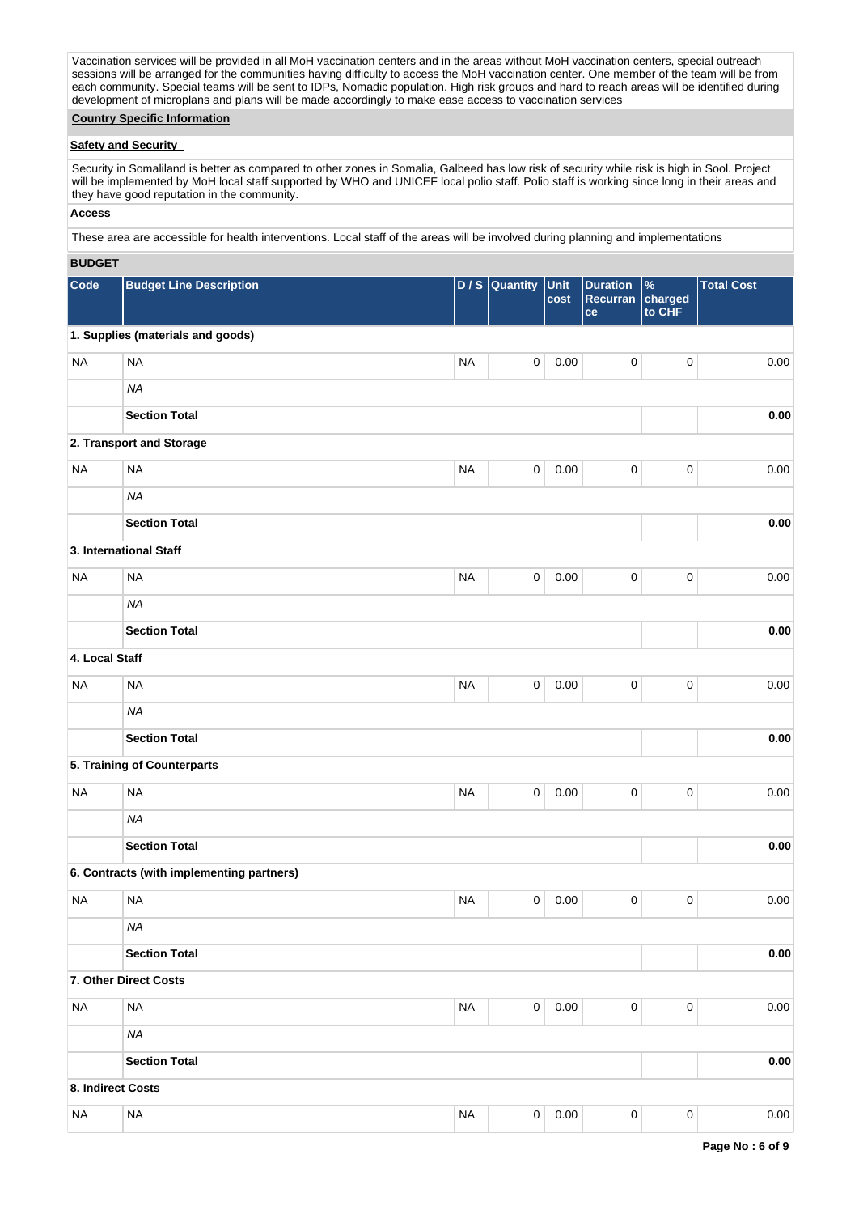Vaccination services will be provided in all MoH vaccination centers and in the areas without MoH vaccination centers, special outreach sessions will be arranged for the communities having difficulty to access the MoH vaccination center. One member of the team will be from each community. Special teams will be sent to IDPs, Nomadic population. High risk groups and hard to reach areas will be identified during development of microplans and plans will be made accordingly to make ease access to vaccination services

**Country Specific Information**

**Safety and Security**

Security in Somaliland is better as compared to other zones in Somalia, Galbeed has low risk of security while risk is high in Sool. Project will be implemented by MoH local staff supported by WHO and UNICEF local polio staff. Polio staff is working since long in their areas and they have good reputation in the community.

**Access**

These area are accessible for health interventions. Local staff of the areas will be involved during planning and implementations

**BUDGET**

| Code | Budget Line Description | D / S | Quantity | Unit cost | Duration Recurrance | % charged to CHF | Total Cost |
|---|---|---|---|---|---|---|---|
| **1. Supplies (materials and goods)** | | | | | | | |
| NA | NA | NA | 0 | 0.00 | 0 | 0 | 0.00 |
| | *NA* | | | | | | |
| | **Section Total** | | | | | | **0.00** |
| **2. Transport and Storage** | | | | | | | |
| NA | NA | NA | 0 | 0.00 | 0 | 0 | 0.00 |
| | *NA* | | | | | | |
| | **Section Total** | | | | | | **0.00** |
| **3. International Staff** | | | | | | | |
| NA | NA | NA | 0 | 0.00 | 0 | 0 | 0.00 |
| | *NA* | | | | | | |
| | **Section Total** | | | | | | **0.00** |
| **4. Local Staff** | | | | | | | |
| NA | NA | NA | 0 | 0.00 | 0 | 0 | 0.00 |
| | *NA* | | | | | | |
| | **Section Total** | | | | | | **0.00** |
| **5. Training of Counterparts** | | | | | | | |
| NA | NA | NA | 0 | 0.00 | 0 | 0 | 0.00 |
| | *NA* | | | | | | |
| | **Section Total** | | | | | | **0.00** |
| **6. Contracts (with implementing partners)** | | | | | | | |
| NA | NA | NA | 0 | 0.00 | 0 | 0 | 0.00 |
| | *NA* | | | | | | |
| | **Section Total** | | | | | | **0.00** |
| **7. Other Direct Costs** | | | | | | | |
| NA | NA | NA | 0 | 0.00 | 0 | 0 | 0.00 |
| | *NA* | | | | | | |
| | **Section Total** | | | | | | **0.00** |
| **8. Indirect Costs** | | | | | | | |
| NA | NA | NA | 0 | 0.00 | 0 | 0 | 0.00 |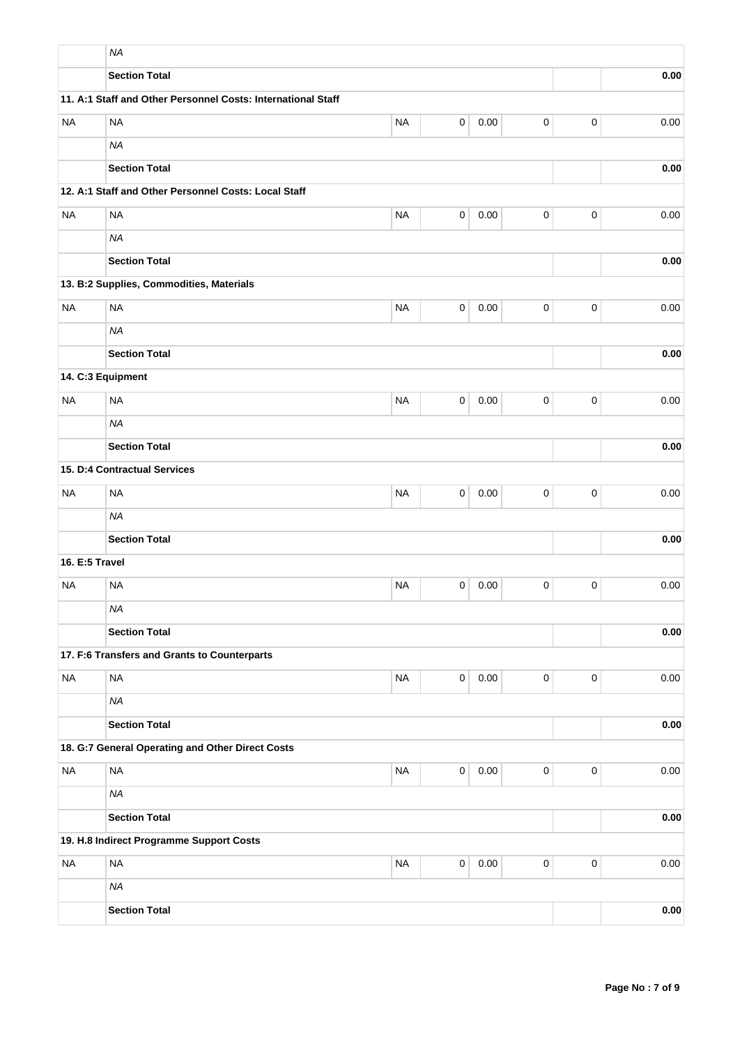| | | | | | | | |
|---|---|---|---|---|---|---|---|
| | *NA* | | | | | | |
| | **Section Total** | | | | | | **0.00** |
| **11. A:1 Staff and Other Personnel Costs: International Staff** | | | | | | | |
| NA | NA | NA | 0 | 0.00 | 0 | 0 | 0.00 |
| | *NA* | | | | | | |
| | **Section Total** | | | | | | **0.00** |
| **12. A:1 Staff and Other Personnel Costs: Local Staff** | | | | | | | |
| NA | NA | NA | 0 | 0.00 | 0 | 0 | 0.00 |
| | *NA* | | | | | | |
| | **Section Total** | | | | | | **0.00** |
| **13. B:2 Supplies, Commodities, Materials** | | | | | | | |
| NA | NA | NA | 0 | 0.00 | 0 | 0 | 0.00 |
| | *NA* | | | | | | |
| | **Section Total** | | | | | | **0.00** |
| **14. C:3 Equipment** | | | | | | | |
| NA | NA | NA | 0 | 0.00 | 0 | 0 | 0.00 |
| | *NA* | | | | | | |
| | **Section Total** | | | | | | **0.00** |
| **15. D:4 Contractual Services** | | | | | | | |
| NA | NA | NA | 0 | 0.00 | 0 | 0 | 0.00 |
| | *NA* | | | | | | |
| | **Section Total** | | | | | | **0.00** |
| **16. E:5 Travel** | | | | | | | |
| NA | NA | NA | 0 | 0.00 | 0 | 0 | 0.00 |
| | *NA* | | | | | | |
| | **Section Total** | | | | | | **0.00** |
| **17. F:6 Transfers and Grants to Counterparts** | | | | | | | |
| NA | NA | NA | 0 | 0.00 | 0 | 0 | 0.00 |
| | *NA* | | | | | | |
| | **Section Total** | | | | | | **0.00** |
| **18. G:7 General Operating and Other Direct Costs** | | | | | | | |
| NA | NA | NA | 0 | 0.00 | 0 | 0 | 0.00 |
| | *NA* | | | | | | |
| | **Section Total** | | | | | | **0.00** |
| **19. H.8 Indirect Programme Support Costs** | | | | | | | |
| NA | NA | NA | 0 | 0.00 | 0 | 0 | 0.00 |
| | *NA* | | | | | | |
| | **Section Total** | | | | | | **0.00** |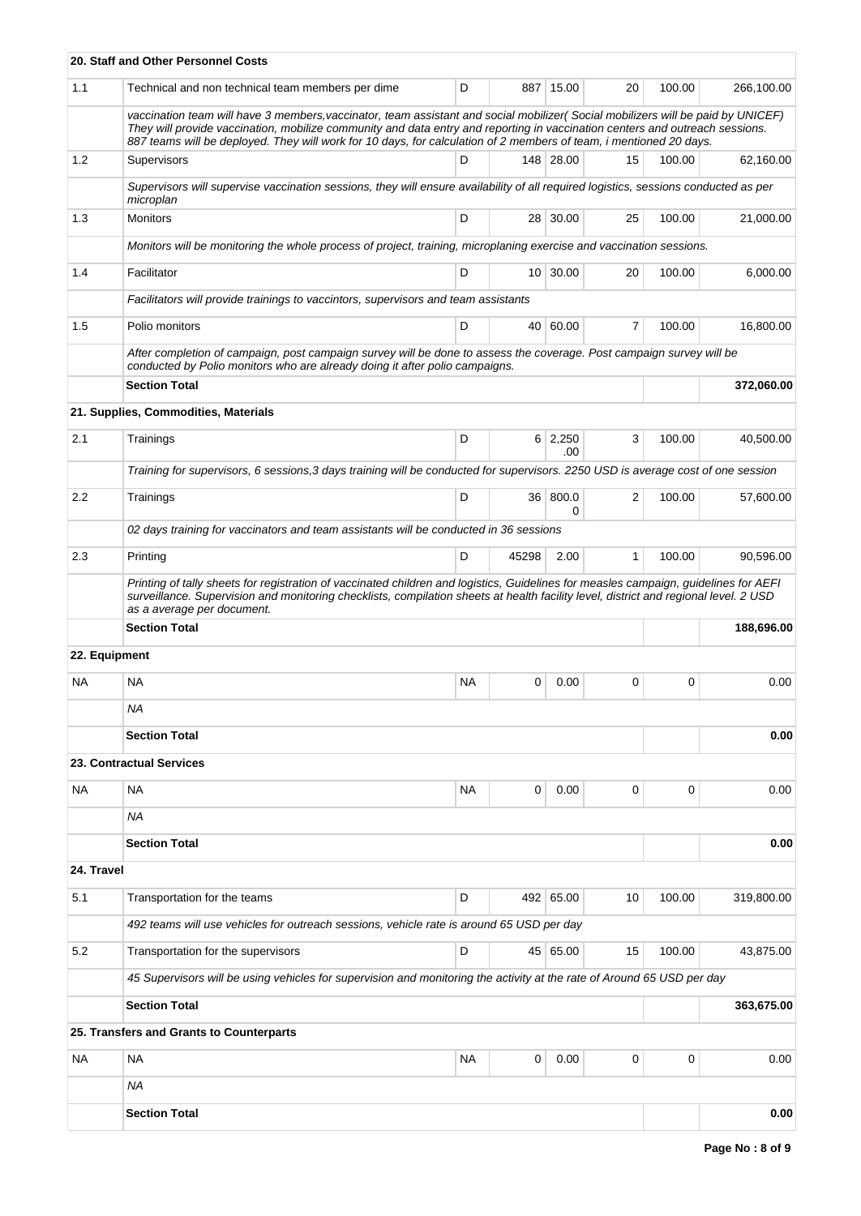| | 20. Staff and Other Personnel Costs | | | | | | |
|---|---|---|---|---|---|---|---|
| 1.1 | Technical and non technical team members per dime | D | 887 | 15.00 | 20 | 100.00 | 266,100.00 |
| | *vaccination team will have 3 members,vaccinator, team assistant and social mobilizer( Social mobilizers will be paid by UNICEF) They will provide vaccination, mobilize community and data entry and reporting in vaccination centers and outreach sessions. 887 teams will be deployed. They will work for 10 days, for calculation of 2 members of team, i mentioned 20 days.* | | | | | | |
| 1.2 | Supervisors | D | 148 | 28.00 | 15 | 100.00 | 62,160.00 |
| | *Supervisors will supervise vaccination sessions, they will ensure availability of all required logistics, sessions conducted as per microplan* | | | | | | |
| 1.3 | Monitors | D | 28 | 30.00 | 25 | 100.00 | 21,000.00 |
| | *Monitors will be monitoring the whole process of project, training, microplaning exercise and vaccination sessions.* | | | | | | |
| 1.4 | Facilitator | D | 10 | 30.00 | 20 | 100.00 | 6,000.00 |
| | *Facilitators will provide trainings to vaccintors, supervisors and team assistants* | | | | | | |
| 1.5 | Polio monitors | D | 40 | 60.00 | 7 | 100.00 | 16,800.00 |
| | *After completion of campaign, post campaign survey will be done to assess the coverage. Post campaign survey will be conducted by Polio monitors who are already doing it after polio campaigns.* | | | | | | |
| | **Section Total** | | | | | | **372,060.00** |
| | **21. Supplies, Commodities, Materials** | | | | | | |
| 2.1 | Trainings | D | 6 | 2,250.00 | 3 | 100.00 | 40,500.00 |
| | *Training for supervisors, 6 sessions,3 days training will be conducted for supervisors. 2250 USD is average cost of one session* | | | | | | |
| 2.2 | Trainings | D | 36 | 800.00 | 2 | 100.00 | 57,600.00 |
| | *02 days training for vaccinators and team assistants will be conducted in 36 sessions* | | | | | | |
| 2.3 | Printing | D | 45298 | 2.00 | 1 | 100.00 | 90,596.00 |
| | *Printing of tally sheets for registration of vaccinated children and logistics, Guidelines for measles campaign, guidelines for AEFI surveillance. Supervision and monitoring checklists, compilation sheets at health facility level, district and regional level. 2 USD as a average per document.* | | | | | | |
| | **Section Total** | | | | | | **188,696.00** |
| **22. Equipment** | | | | | | | |
| NA | NA | NA | 0 | 0.00 | 0 | 0 | 0.00 |
| | *NA* | | | | | | |
| | **Section Total** | | | | | | **0.00** |
| | **23. Contractual Services** | | | | | | |
| NA | NA | NA | 0 | 0.00 | 0 | 0 | 0.00 |
| | *NA* | | | | | | |
| | **Section Total** | | | | | | **0.00** |
| **24. Travel** | | | | | | | |
| 5.1 | Transportation for the teams | D | 492 | 65.00 | 10 | 100.00 | 319,800.00 |
| | *492 teams will use vehicles for outreach sessions, vehicle rate is around 65 USD per day* | | | | | | |
| 5.2 | Transportation for the supervisors | D | 45 | 65.00 | 15 | 100.00 | 43,875.00 |
| | *45 Supervisors will be using vehicles for supervision and monitoring the activity at the rate of Around 65 USD per day* | | | | | | |
| | **Section Total** | | | | | | **363,675.00** |
| | **25. Transfers and Grants to Counterparts** | | | | | | |
| NA | NA | NA | 0 | 0.00 | 0 | 0 | 0.00 |
| | *NA* | | | | | | |
| | **Section Total** | | | | | | **0.00** |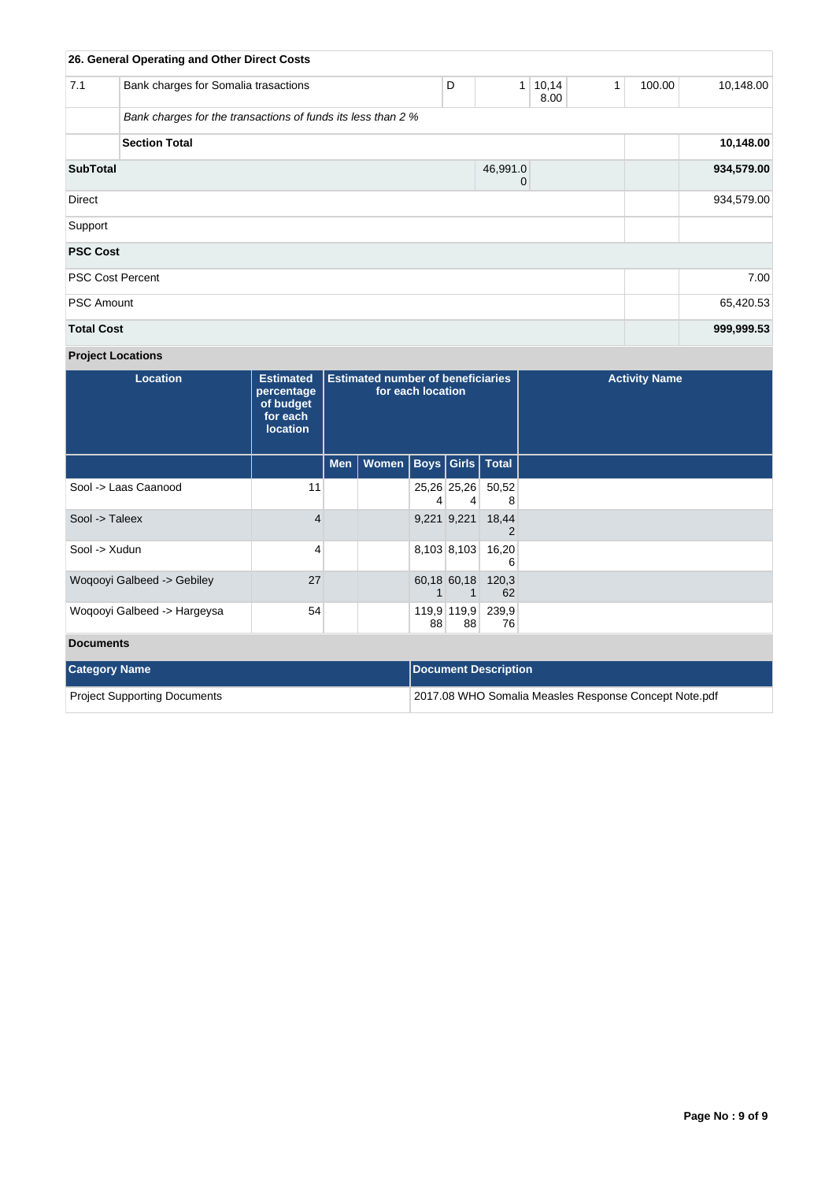| 26. General Operating and Other Direct Costs | | | | | | | |
|---|---|---|---|---|---|---|---|
| 7.1 | Bank charges for Somalia trasactions | D | 1 | 10,148.00 | 1 | 100.00 | 10,148.00 |
| | *Bank charges for the transactions of funds its less than 2 %* | | | | | | |
| | **Section Total** | | | | | | **10,148.00** |
| **SubTotal** | | | 46,991.00 | | | | **934,579.00** |
| Direct | | | | | | | 934,579.00 |
| Support | | | | | | | |
| **PSC Cost** | | | | | | | |
| PSC Cost Percent | | | | | | | 7.00 |
| PSC Amount | | | | | | | 65,420.53 |
| **Total Cost** | | | | | | | **999,999.53** |

**Project Locations**

| Location | Estimated percentage of budget for each location | Estimated number of beneficiaries for each location | | | | | Activity Name |
|---|---|---|---|---|---|---|---|
| | | Men | Women | Boys | Girls | Total | |
| Sool -> Laas Caanood | 11 | | | 25,264 | 25,264 | 50,528 | |
| Sool -> Taleex | 4 | | | 9,221 | 9,221 | 18,442 | |
| Sool -> Xudun | 4 | | | 8,103 | 8,103 | 16,206 | |
| Woqooyi Galbeed -> Gebiley | 27 | | | 60,181 | 60,181 | 120,362 | |
| Woqooyi Galbeed -> Hargeysa | 54 | | | 119,988 | 119,988 | 239,976 | |

**Documents**

| Category Name | Document Description |
|---|---|
| Project Supporting Documents | 2017.08 WHO Somalia Measles Response Concept Note.pdf |